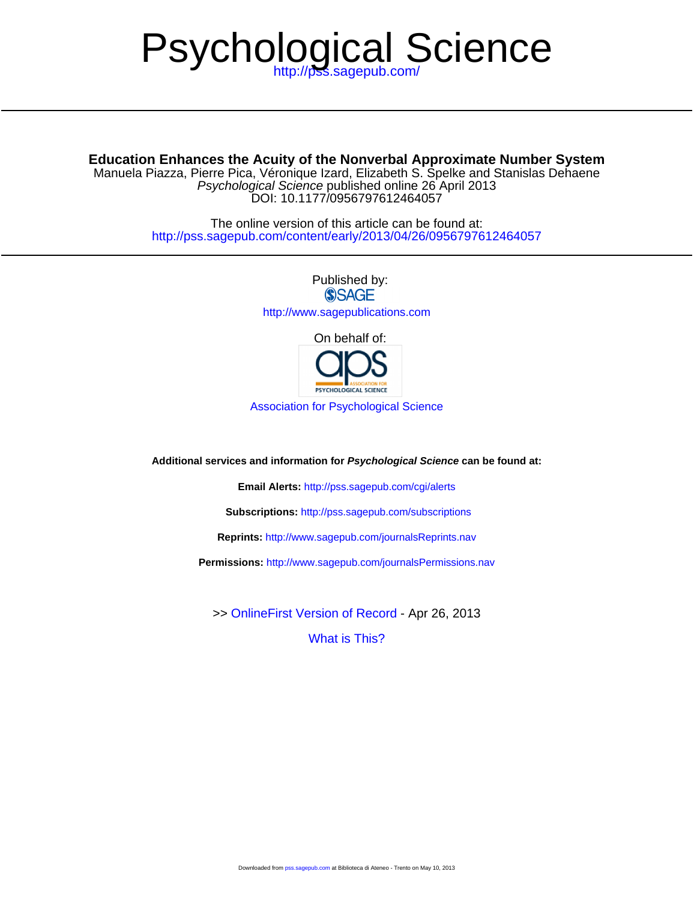# Psychological Science

http://pss.sagepub.com/

**Education Enhances the Acuity of the Nonverbal Approximate Number System**

Manuela Piazza, Pierre Pica, Véronique Izard, Elizabeth S. Spelke and Stanislas Dehaene

*Psychological Science* published online 26 April 2013

DOI: 10.1177/0956797612464057

The online version of this article can be found at:

http://pss.sagepub.com/content/early/2013/04/26/0956797612464057

Published by:

SAGE

http://www.sagepublications.com

On behalf of:

aps ASSOCIATION FOR PSYCHOLOGICAL SCIENCE

Association for Psychological Science

**Additional services and information for *Psychological Science* can be found at:**

**Email Alerts:** http://pss.sagepub.com/cgi/alerts

**Subscriptions:** http://pss.sagepub.com/subscriptions

**Reprints:** http://www.sagepub.com/journalsReprints.nav

**Permissions:** http://www.sagepub.com/journalsPermissions.nav

>> OnlineFirst Version of Record - Apr 26, 2013

What is This?

Downloaded from pss.sagepub.com at Biblioteca di Ateneo - Trento on May 10, 2013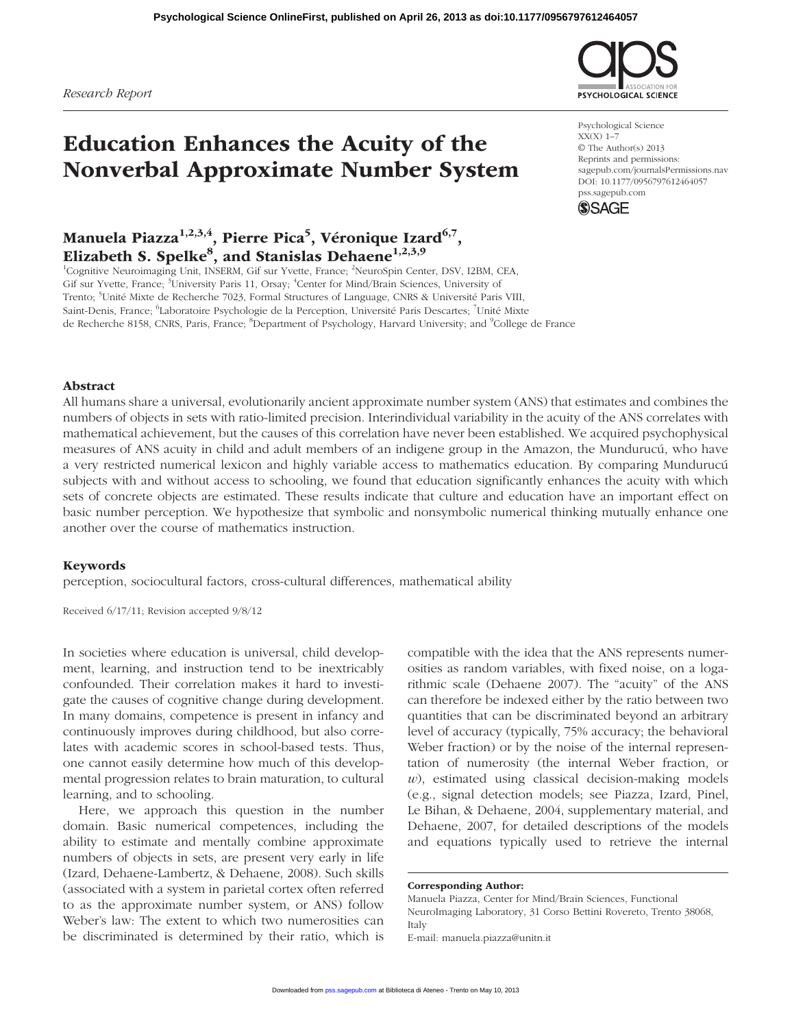Research Report

# Education Enhances the Acuity of the Nonverbal Approximate Number System

Psychological Science
XX(X) 1–7
© The Author(s) 2013
Reprints and permissions:
sagepub.com/journalsPermissions.nav
DOI: 10.1177/0956797612464057
pss.sagepub.com

**Manuela Piazza[1,2,3,4], Pierre Pica[5], Véronique Izard[6,7], Elizabeth S. Spelke[8], and Stanislas Dehaene[1,2,3,9]**

[1]Cognitive Neuroimaging Unit, INSERM, Gif sur Yvette, France; [2]NeuroSpin Center, DSV, I2BM, CEA, Gif sur Yvette, France; [3]University Paris 11, Orsay; [4]Center for Mind/Brain Sciences, University of Trento; [5]Unité Mixte de Recherche 7023, Formal Structures of Language, CNRS & Université Paris VIII, Saint-Denis, France; [6]Laboratoire Psychologie de la Perception, Université Paris Descartes; [7]Unité Mixte de Recherche 8158, CNRS, Paris, France; [8]Department of Psychology, Harvard University; and [9]College de France

## Abstract

All humans share a universal, evolutionarily ancient approximate number system (ANS) that estimates and combines the numbers of objects in sets with ratio-limited precision. Interindividual variability in the acuity of the ANS correlates with mathematical achievement, but the causes of this correlation have never been established. We acquired psychophysical measures of ANS acuity in child and adult members of an indigene group in the Amazon, the Mundurucú, who have a very restricted numerical lexicon and highly variable access to mathematics education. By comparing Mundurucú subjects with and without access to schooling, we found that education significantly enhances the acuity with which sets of concrete objects are estimated. These results indicate that culture and education have an important effect on basic number perception. We hypothesize that symbolic and nonsymbolic numerical thinking mutually enhance one another over the course of mathematics instruction.

## Keywords

perception, sociocultural factors, cross-cultural differences, mathematical ability

Received 6/17/11; Revision accepted 9/8/12

In societies where education is universal, child development, learning, and instruction tend to be inextricably confounded. Their correlation makes it hard to investigate the causes of cognitive change during development. In many domains, competence is present in infancy and continuously improves during childhood, but also correlates with academic scores in school-based tests. Thus, one cannot easily determine how much of this developmental progression relates to brain maturation, to cultural learning, and to schooling.

Here, we approach this question in the number domain. Basic numerical competences, including the ability to estimate and mentally combine approximate numbers of objects in sets, are present very early in life (Izard, Dehaene-Lambertz, & Dehaene, 2008). Such skills (associated with a system in parietal cortex often referred to as the approximate number system, or ANS) follow Weber's law: The extent to which two numerosities can be discriminated is determined by their ratio, which is compatible with the idea that the ANS represents numerosities as random variables, with fixed noise, on a logarithmic scale (Dehaene 2007). The "acuity" of the ANS can therefore be indexed either by the ratio between two quantities that can be discriminated beyond an arbitrary level of accuracy (typically, 75% accuracy; the behavioral Weber fraction) or by the noise of the internal representation of numerosity (the internal Weber fraction, or $w$), estimated using classical decision-making models (e.g., signal detection models; see Piazza, Izard, Pinel, Le Bihan, & Dehaene, 2004, supplementary material, and Dehaene, 2007, for detailed descriptions of the models and equations typically used to retrieve the internal

**Corresponding Author:**
Manuela Piazza, Center for Mind/Brain Sciences, Functional NeuroImaging Laboratory, 31 Corso Bettini Rovereto, Trento 38068, Italy
E-mail: manuela.piazza@unitn.it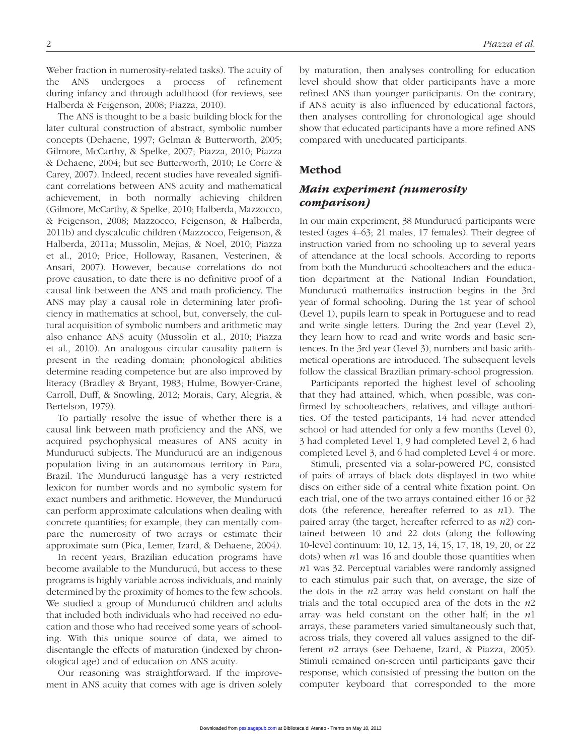Weber fraction in numerosity-related tasks). The acuity of the ANS undergoes a process of refinement during infancy and through adulthood (for reviews, see Halberda & Feigenson, 2008; Piazza, 2010).

The ANS is thought to be a basic building block for the later cultural construction of abstract, symbolic number concepts (Dehaene, 1997; Gelman & Butterworth, 2005; Gilmore, McCarthy, & Spelke, 2007; Piazza, 2010; Piazza & Dehaene, 2004; but see Butterworth, 2010; Le Corre & Carey, 2007). Indeed, recent studies have revealed significant correlations between ANS acuity and mathematical achievement, in both normally achieving children (Gilmore, McCarthy, & Spelke, 2010; Halberda, Mazzocco, & Feigenson, 2008; Mazzocco, Feigenson, & Halberda, 2011b) and dyscalculic children (Mazzocco, Feigenson, & Halberda, 2011a; Mussolin, Mejias, & Noel, 2010; Piazza et al., 2010; Price, Holloway, Rasanen, Vesterinen, & Ansari, 2007). However, because correlations do not prove causation, to date there is no definitive proof of a causal link between the ANS and math proficiency. The ANS may play a causal role in determining later proficiency in mathematics at school, but, conversely, the cultural acquisition of symbolic numbers and arithmetic may also enhance ANS acuity (Mussolin et al., 2010; Piazza et al., 2010). An analogous circular causality pattern is present in the reading domain; phonological abilities determine reading competence but are also improved by literacy (Bradley & Bryant, 1983; Hulme, Bowyer-Crane, Carroll, Duff, & Snowling, 2012; Morais, Cary, Alegria, & Bertelson, 1979).

To partially resolve the issue of whether there is a causal link between math proficiency and the ANS, we acquired psychophysical measures of ANS acuity in Mundurucú subjects. The Mundurucú are an indigenous population living in an autonomous territory in Para, Brazil. The Mundurucú language has a very restricted lexicon for number words and no symbolic system for exact numbers and arithmetic. However, the Mundurucú can perform approximate calculations when dealing with concrete quantities; for example, they can mentally compare the numerosity of two arrays or estimate their approximate sum (Pica, Lemer, Izard, & Dehaene, 2004).

In recent years, Brazilian education programs have become available to the Mundurucú, but access to these programs is highly variable across individuals, and mainly determined by the proximity of homes to the few schools. We studied a group of Mundurucú children and adults that included both individuals who had received no education and those who had received some years of schooling. With this unique source of data, we aimed to disentangle the effects of maturation (indexed by chronological age) and of education on ANS acuity.

Our reasoning was straightforward. If the improvement in ANS acuity that comes with age is driven solely by maturation, then analyses controlling for education level should show that older participants have a more refined ANS than younger participants. On the contrary, if ANS acuity is also influenced by educational factors, then analyses controlling for chronological age should show that educated participants have a more refined ANS compared with uneducated participants.

## Method

### Main experiment (numerosity comparison)

In our main experiment, 38 Mundurucú participants were tested (ages 4–63; 21 males, 17 females). Their degree of instruction varied from no schooling up to several years of attendance at the local schools. According to reports from both the Mundurucú schoolteachers and the education department at the National Indian Foundation, Mundurucú mathematics instruction begins in the 3rd year of formal schooling. During the 1st year of school (Level 1), pupils learn to speak in Portuguese and to read and write single letters. During the 2nd year (Level 2), they learn how to read and write words and basic sentences. In the 3rd year (Level 3), numbers and basic arithmetical operations are introduced. The subsequent levels follow the classical Brazilian primary-school progression.

Participants reported the highest level of schooling that they had attained, which, when possible, was confirmed by schoolteachers, relatives, and village authorities. Of the tested participants, 14 had never attended school or had attended for only a few months (Level 0), 3 had completed Level 1, 9 had completed Level 2, 6 had completed Level 3, and 6 had completed Level 4 or more.

Stimuli, presented via a solar-powered PC, consisted of pairs of arrays of black dots displayed in two white discs on either side of a central white fixation point. On each trial, one of the two arrays contained either 16 or 32 dots (the reference, hereafter referred to as $n1$). The paired array (the target, hereafter referred to as $n2$) contained between 10 and 22 dots (along the following 10-level continuum: 10, 12, 13, 14, 15, 17, 18, 19, 20, or 22 dots) when $n1$ was 16 and double those quantities when $n1$ was 32. Perceptual variables were randomly assigned to each stimulus pair such that, on average, the size of the dots in the $n2$ array was held constant on half the trials and the total occupied area of the dots in the $n2$ array was held constant on the other half; in the $n1$ arrays, these parameters varied simultaneously such that, across trials, they covered all values assigned to the different $n2$ arrays (see Dehaene, Izard, & Piazza, 2005). Stimuli remained on-screen until participants gave their response, which consisted of pressing the button on the computer keyboard that corresponded to the more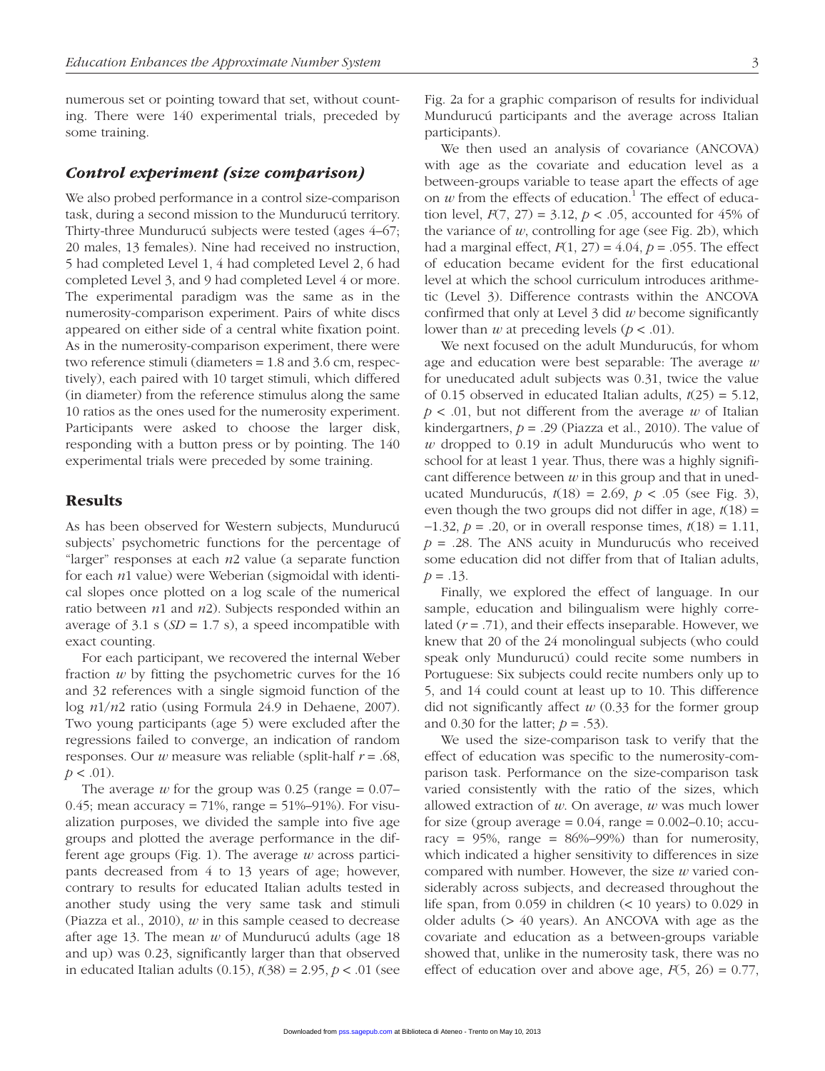numerous set or pointing toward that set, without counting. There were 140 experimental trials, preceded by some training.

### *Control experiment (size comparison)*

We also probed performance in a control size-comparison task, during a second mission to the Mundurucú territory. Thirty-three Mundurucú subjects were tested (ages 4–67; 20 males, 13 females). Nine had received no instruction, 5 had completed Level 1, 4 had completed Level 2, 6 had completed Level 3, and 9 had completed Level 4 or more. The experimental paradigm was the same as in the numerosity-comparison experiment. Pairs of white discs appeared on either side of a central white fixation point. As in the numerosity-comparison experiment, there were two reference stimuli (diameters = 1.8 and 3.6 cm, respectively), each paired with 10 target stimuli, which differed (in diameter) from the reference stimulus along the same 10 ratios as the ones used for the numerosity experiment. Participants were asked to choose the larger disk, responding with a button press or by pointing. The 140 experimental trials were preceded by some training.

## Results

As has been observed for Western subjects, Mundurucú subjects' psychometric functions for the percentage of "larger" responses at each $n2$ value (a separate function for each $n1$ value) were Weberian (sigmoidal with identical slopes once plotted on a log scale of the numerical ratio between $n1$ and $n2$). Subjects responded within an average of 3.1 s ($SD$ = 1.7 s), a speed incompatible with exact counting.

For each participant, we recovered the internal Weber fraction $w$ by fitting the psychometric curves for the 16 and 32 references with a single sigmoid function of the log $n1/n2$ ratio (using Formula 24.9 in Dehaene, 2007). Two young participants (age 5) were excluded after the regressions failed to converge, an indication of random responses. Our $w$ measure was reliable (split-half $r = .68$, $p < .01$).

The average $w$ for the group was 0.25 (range = 0.07–0.45; mean accuracy = 71%, range = 51%–91%). For visualization purposes, we divided the sample into five age groups and plotted the average performance in the different age groups (Fig. 1). The average $w$ across participants decreased from 4 to 13 years of age; however, contrary to results for educated Italian adults tested in another study using the very same task and stimuli (Piazza et al., 2010), $w$ in this sample ceased to decrease after age 13. The mean $w$ of Mundurucú adults (age 18 and up) was 0.23, significantly larger than that observed in educated Italian adults (0.15), $t(38) = 2.95$, $p < .01$ (see Fig. 2a for a graphic comparison of results for individual Mundurucú participants and the average across Italian participants).

We then used an analysis of covariance (ANCOVA) with age as the covariate and education level as a between-groups variable to tease apart the effects of age on $w$ from the effects of education.[1] The effect of education level, $F(7, 27) = 3.12$, $p < .05$, accounted for 45% of the variance of $w$, controlling for age (see Fig. 2b), which had a marginal effect, $F(1, 27) = 4.04$, $p = .055$. The effect of education became evident for the first educational level at which the school curriculum introduces arithmetic (Level 3). Difference contrasts within the ANCOVA confirmed that only at Level 3 did $w$ become significantly lower than $w$ at preceding levels ($p < .01$).

We next focused on the adult Mundurucús, for whom age and education were best separable: The average $w$ for uneducated adult subjects was 0.31, twice the value of 0.15 observed in educated Italian adults, $t(25) = 5.12$, $p < .01$, but not different from the average $w$ of Italian kindergartners, $p = .29$ (Piazza et al., 2010). The value of $w$ dropped to 0.19 in adult Mundurucús who went to school for at least 1 year. Thus, there was a highly significant difference between $w$ in this group and that in uneducated Mundurucús, $t(18) = 2.69$, $p < .05$ (see Fig. 3), even though the two groups did not differ in age, $t(18) = -1.32$, $p = .20$, or in overall response times, $t(18) = 1.11$, $p = .28$. The ANS acuity in Mundurucús who received some education did not differ from that of Italian adults, $p = .13$.

Finally, we explored the effect of language. In our sample, education and bilingualism were highly correlated ($r = .71$), and their effects inseparable. However, we knew that 20 of the 24 monolingual subjects (who could speak only Mundurucú) could recite some numbers in Portuguese: Six subjects could recite numbers only up to 5, and 14 could count at least up to 10. This difference did not significantly affect $w$ (0.33 for the former group and 0.30 for the latter; $p = .53$).

We used the size-comparison task to verify that the effect of education was specific to the numerosity-comparison task. Performance on the size-comparison task varied consistently with the ratio of the sizes, which allowed extraction of $w$. On average, $w$ was much lower for size (group average = 0.04, range = 0.002–0.10; accuracy = 95%, range = 86%–99%) than for numerosity, which indicated a higher sensitivity to differences in size compared with number. However, the size $w$ varied considerably across subjects, and decreased throughout the life span, from 0.059 in children (< 10 years) to 0.029 in older adults (> 40 years). An ANCOVA with age as the covariate and education as a between-groups variable showed that, unlike in the numerosity task, there was no effect of education over and above age, $F(5, 26) = 0.77$,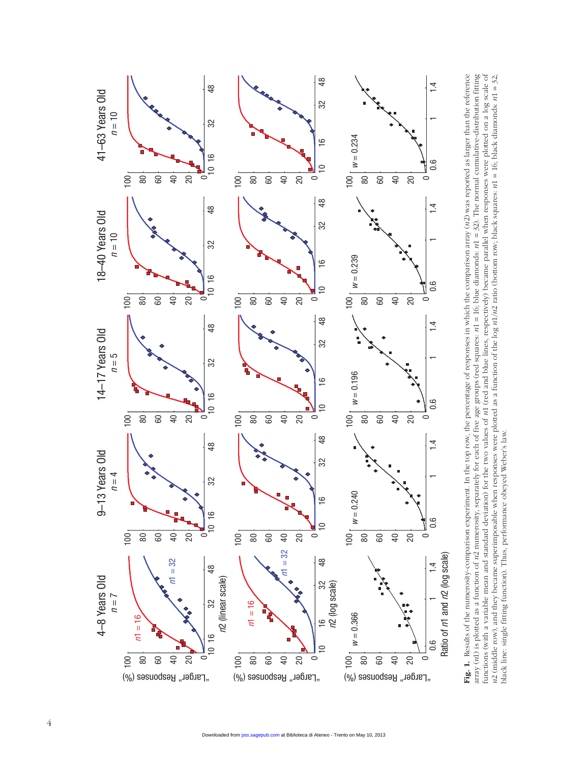**Fig. 1.** Results of the numerosity-comparison experiment. In the top row, the percentage of responses in which the comparison array ($n2$) was reported as larger than the reference array ($n1$) is plotted as a function of $n2$ numerosity, separately for each of five age groups (red squares: $n1 = 16$; blue diamonds: $n1 = 32$). The normal cumulative-distribution fitting functions (with a variable mean and standard deviation) for the two values of $n1$ (red and blue lines, respectively) became parallel when responses were plotted on a log scale of $n2$ (middle row), and they became superimposable when responses were plotted as a function of the log $n1/n2$ ratio (bottom row; black squares: $n1 = 16$; black diamonds: $n1 = 32$; black line: single fitting function). Thus, performance obeyed Weber's law.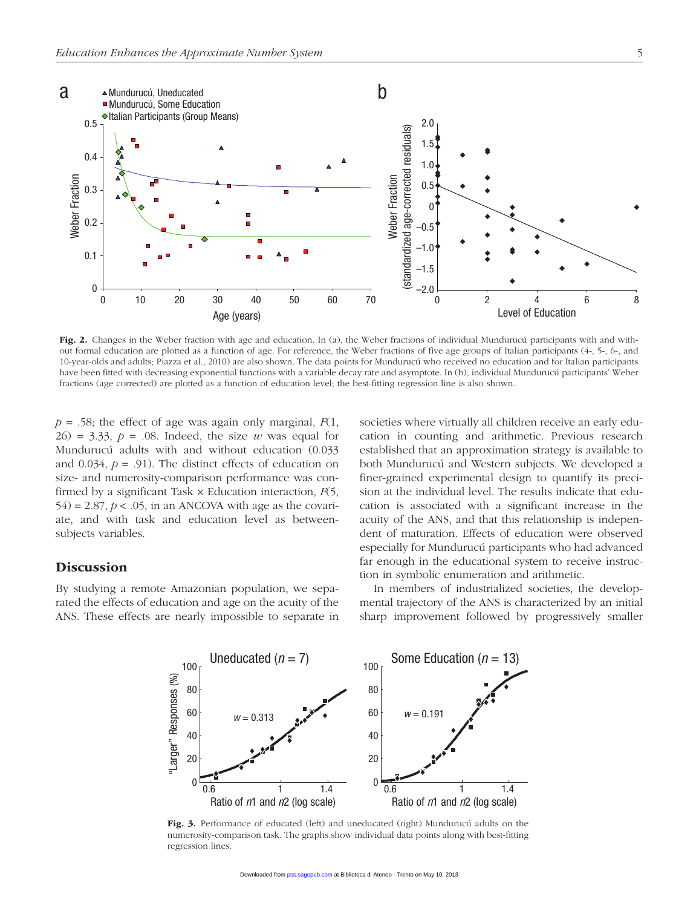**Fig. 2.** Changes in the Weber fraction with age and education. In (a), the Weber fractions of individual Mundurucú participants with and without formal education are plotted as a function of age. For reference, the Weber fractions of five age groups of Italian participants (4-, 5-, 6-, and 10-year-olds and adults; Piazza et al., 2010) are also shown. The data points for Mundurucú who received no education and for Italian participants have been fitted with decreasing exponential functions with a variable decay rate and asymptote. In (b), individual Mundurucú participants' Weber fractions (age corrected) are plotted as a function of education level; the best-fitting regression line is also shown.

$p$ = .58; the effect of age was again only marginal, $F(1, 26) = 3.33$, $p$ = .08. Indeed, the size $w$ was equal for Mundurucú adults with and without education (0.033 and 0.034, $p$ = .91). The distinct effects of education on size- and numerosity-comparison performance was confirmed by a significant Task × Education interaction, $F(5, 54) = 2.87$, $p < .05$, in an ANCOVA with age as the covariate, and with task and education level as between-subjects variables.

## Discussion

By studying a remote Amazonian population, we separated the effects of education and age on the acuity of the ANS. These effects are nearly impossible to separate in societies where virtually all children receive an early education in counting and arithmetic. Previous research established that an approximation strategy is available to both Mundurucú and Western subjects. We developed a finer-grained experimental design to quantify its precision at the individual level. The results indicate that education is associated with a significant increase in the acuity of the ANS, and that this relationship is independent of maturation. Effects of education were observed especially for Mundurucú participants who had advanced far enough in the educational system to receive instruction in symbolic enumeration and arithmetic.

In members of industrialized societies, the developmental trajectory of the ANS is characterized by an initial sharp improvement followed by progressively smaller

**Fig. 3.** Performance of educated (left) and uneducated (right) Mundurucú adults on the numerosity-comparison task. The graphs show individual data points along with best-fitting regression lines.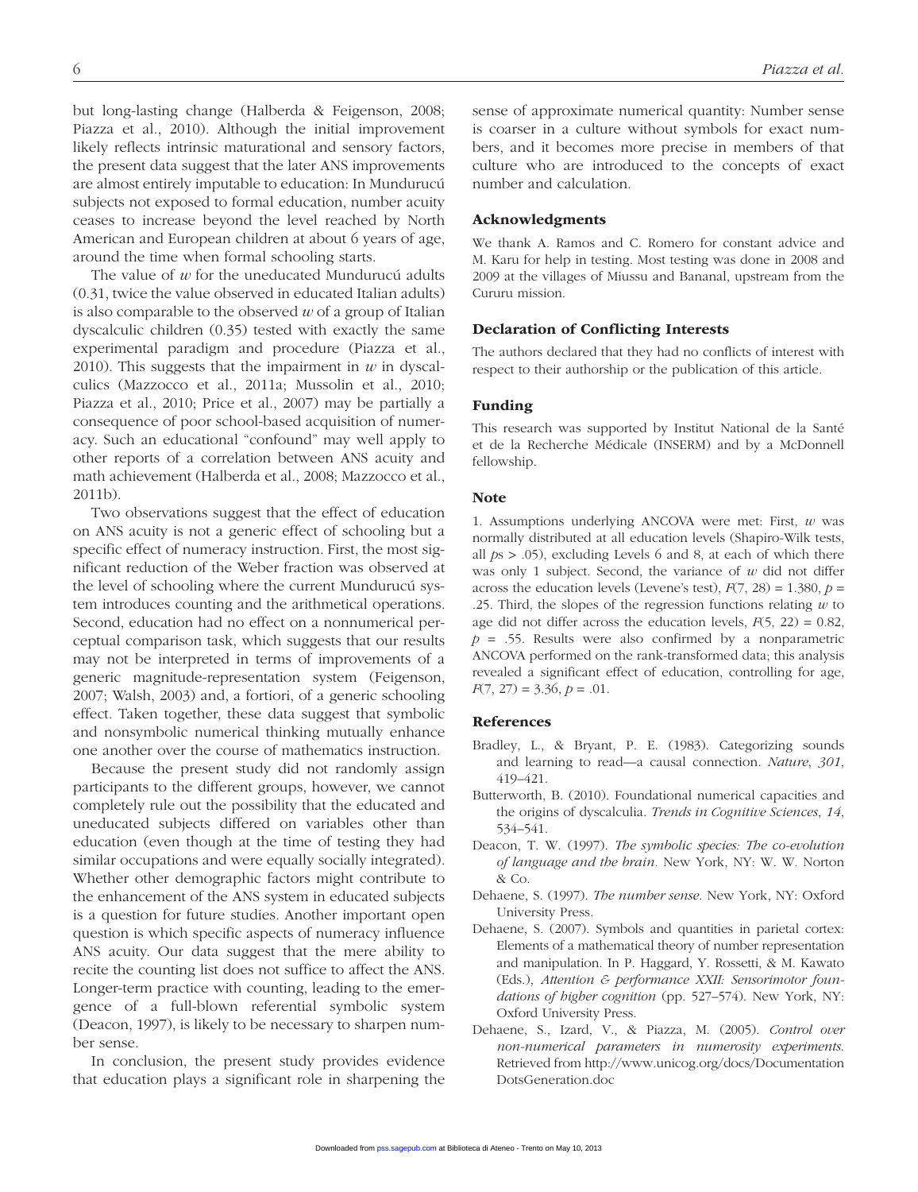but long-lasting change (Halberda & Feigenson, 2008; Piazza et al., 2010). Although the initial improvement likely reflects intrinsic maturational and sensory factors, the present data suggest that the later ANS improvements are almost entirely imputable to education: In Mundurucú subjects not exposed to formal education, number acuity ceases to increase beyond the level reached by North American and European children at about 6 years of age, around the time when formal schooling starts.

The value of $w$ for the uneducated Mundurucú adults (0.31, twice the value observed in educated Italian adults) is also comparable to the observed $w$ of a group of Italian dyscalculic children (0.35) tested with exactly the same experimental paradigm and procedure (Piazza et al., 2010). This suggests that the impairment in $w$ in dyscalculics (Mazzocco et al., 2011a; Mussolin et al., 2010; Piazza et al., 2010; Price et al., 2007) may be partially a consequence of poor school-based acquisition of numeracy. Such an educational "confound" may well apply to other reports of a correlation between ANS acuity and math achievement (Halberda et al., 2008; Mazzocco et al., 2011b).

Two observations suggest that the effect of education on ANS acuity is not a generic effect of schooling but a specific effect of numeracy instruction. First, the most significant reduction of the Weber fraction was observed at the level of schooling where the current Mundurucú system introduces counting and the arithmetical operations. Second, education had no effect on a nonnumerical perceptual comparison task, which suggests that our results may not be interpreted in terms of improvements of a generic magnitude-representation system (Feigenson, 2007; Walsh, 2003) and, a fortiori, of a generic schooling effect. Taken together, these data suggest that symbolic and nonsymbolic numerical thinking mutually enhance one another over the course of mathematics instruction.

Because the present study did not randomly assign participants to the different groups, however, we cannot completely rule out the possibility that the educated and uneducated subjects differed on variables other than education (even though at the time of testing they had similar occupations and were equally socially integrated). Whether other demographic factors might contribute to the enhancement of the ANS system in educated subjects is a question for future studies. Another important open question is which specific aspects of numeracy influence ANS acuity. Our data suggest that the mere ability to recite the counting list does not suffice to affect the ANS. Longer-term practice with counting, leading to the emergence of a full-blown referential symbolic system (Deacon, 1997), is likely to be necessary to sharpen number sense.

In conclusion, the present study provides evidence that education plays a significant role in sharpening the sense of approximate numerical quantity: Number sense is coarser in a culture without symbols for exact numbers, and it becomes more precise in members of that culture who are introduced to the concepts of exact number and calculation.

## Acknowledgments

We thank A. Ramos and C. Romero for constant advice and M. Karu for help in testing. Most testing was done in 2008 and 2009 at the villages of Miussu and Bananal, upstream from the Cururu mission.

## Declaration of Conflicting Interests

The authors declared that they had no conflicts of interest with respect to their authorship or the publication of this article.

## Funding

This research was supported by Institut National de la Santé et de la Recherche Médicale (INSERM) and by a McDonnell fellowship.

## Note

1. Assumptions underlying ANCOVA were met: First, $w$ was normally distributed at all education levels (Shapiro-Wilk tests, all $ps > .05$), excluding Levels 6 and 8, at each of which there was only 1 subject. Second, the variance of $w$ did not differ across the education levels (Levene's test), $F(7, 28) = 1.380$, $p = .25$. Third, the slopes of the regression functions relating $w$ to age did not differ across the education levels, $F(5, 22) = 0.82$, $p = .55$. Results were also confirmed by a nonparametric ANCOVA performed on the rank-transformed data; this analysis revealed a significant effect of education, controlling for age, $F(7, 27) = 3.36$, $p = .01$.

## References

- Bradley, L., & Bryant, P. E. (1983). Categorizing sounds and learning to read—a causal connection. *Nature*, *301*, 419–421.
- Butterworth, B. (2010). Foundational numerical capacities and the origins of dyscalculia. *Trends in Cognitive Sciences*, *14*, 534–541.
- Deacon, T. W. (1997). *The symbolic species: The co-evolution of language and the brain*. New York, NY: W. W. Norton & Co.
- Dehaene, S. (1997). *The number sense*. New York, NY: Oxford University Press.
- Dehaene, S. (2007). Symbols and quantities in parietal cortex: Elements of a mathematical theory of number representation and manipulation. In P. Haggard, Y. Rossetti, & M. Kawato (Eds.), *Attention & performance XXII: Sensorimotor foundations of higher cognition* (pp. 527–574). New York, NY: Oxford University Press.
- Dehaene, S., Izard, V., & Piazza, M. (2005). *Control over non-numerical parameters in numerosity experiments*. Retrieved from http://www.unicog.org/docs/DocumentationDotsGeneration.doc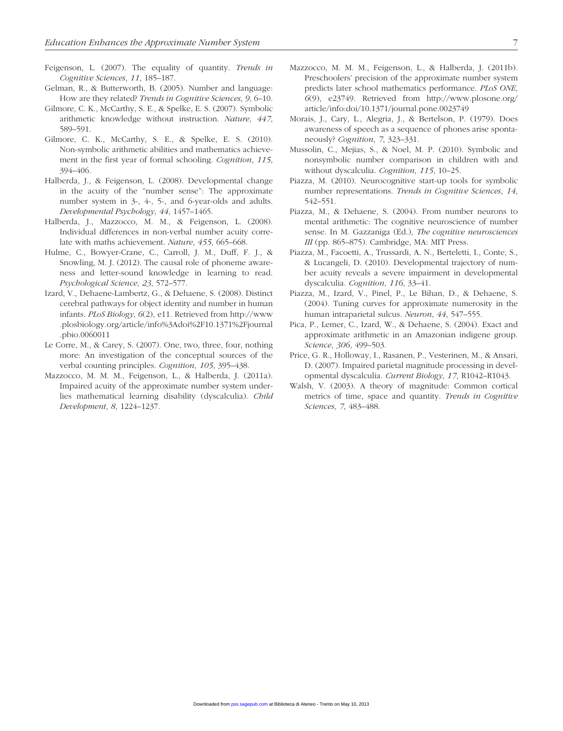Feigenson, L. (2007). The equality of quantity. *Trends in Cognitive Sciences*, *11*, 185–187.

Gelman, R., & Butterworth, B. (2005). Number and language: How are they related? *Trends in Cognitive Sciences*, *9*, 6–10.

Gilmore, C. K., McCarthy, S. E., & Spelke, E. S. (2007). Symbolic arithmetic knowledge without instruction. *Nature*, *447*, 589–591.

Gilmore, C. K., McCarthy, S. E., & Spelke, E. S. (2010). Non-symbolic arithmetic abilities and mathematics achievement in the first year of formal schooling. *Cognition*, *115*, 394–406.

Halberda, J., & Feigenson, L. (2008). Developmental change in the acuity of the "number sense": The approximate number system in 3-, 4-, 5-, and 6-year-olds and adults. *Developmental Psychology*, *44*, 1457–1465.

Halberda, J., Mazzocco, M. M., & Feigenson, L. (2008). Individual differences in non-verbal number acuity correlate with maths achievement. *Nature*, *455*, 665–668.

Hulme, C., Bowyer-Crane, C., Carroll, J. M., Duff, F. J., & Snowling, M. J. (2012). The causal role of phoneme awareness and letter-sound knowledge in learning to read. *Psychological Science*, *23*, 572–577.

Izard, V., Dehaene-Lambertz, G., & Dehaene, S. (2008). Distinct cerebral pathways for object identity and number in human infants. *PLoS Biology*, *6*(2), e11. Retrieved from http://www.plosbiology.org/article/info%3Adoi%2F10.1371%2Fjournal.pbio.0060011

Le Corre, M., & Carey, S. (2007). One, two, three, four, nothing more: An investigation of the conceptual sources of the verbal counting principles. *Cognition*, *105*, 395–438.

Mazzocco, M. M. M., Feigenson, L., & Halberda, J. (2011a). Impaired acuity of the approximate number system underlies mathematical learning disability (dyscalculia). *Child Development*, *8*, 1224–1237.

Mazzocco, M. M. M., Feigenson, L., & Halberda, J. (2011b). Preschoolers' precision of the approximate number system predicts later school mathematics performance. *PLoS ONE*, *6*(9), e23749. Retrieved from http://www.plosone.org/article/info:doi/10.1371/journal.pone.0023749

Morais, J., Cary, L., Alegria, J., & Bertelson, P. (1979). Does awareness of speech as a sequence of phones arise spontaneously? *Cognition*, *7*, 323–331.

Mussolin, C., Mejias, S., & Noel, M. P. (2010). Symbolic and nonsymbolic number comparison in children with and without dyscalculia. *Cognition*, *115*, 10–25.

Piazza, M. (2010). Neurocognitive start-up tools for symbolic number representations. *Trends in Cognitive Sciences*, *14*, 542–551.

Piazza, M., & Dehaene, S. (2004). From number neurons to mental arithmetic: The cognitive neuroscience of number sense. In M. Gazzaniga (Ed.), *The cognitive neurosciences III* (pp. 865–875). Cambridge, MA: MIT Press.

Piazza, M., Facoetti, A., Trussardi, A. N., Berteletti, I., Conte, S., & Lucangeli, D. (2010). Developmental trajectory of number acuity reveals a severe impairment in developmental dyscalculia. *Cognition*, *116*, 33–41.

Piazza, M., Izard, V., Pinel, P., Le Bihan, D., & Dehaene, S. (2004). Tuning curves for approximate numerosity in the human intraparietal sulcus. *Neuron*, *44*, 547–555.

Pica, P., Lemer, C., Izard, W., & Dehaene, S. (2004). Exact and approximate arithmetic in an Amazonian indigene group. *Science*, *306*, 499–503.

Price, G. R., Holloway, I., Rasanen, P., Vesterinen, M., & Ansari, D. (2007). Impaired parietal magnitude processing in developmental dyscalculia. *Current Biology*, *17*, R1042–R1043.

Walsh, V. (2003). A theory of magnitude: Common cortical metrics of time, space and quantity. *Trends in Cognitive Sciences*, *7*, 483–488.